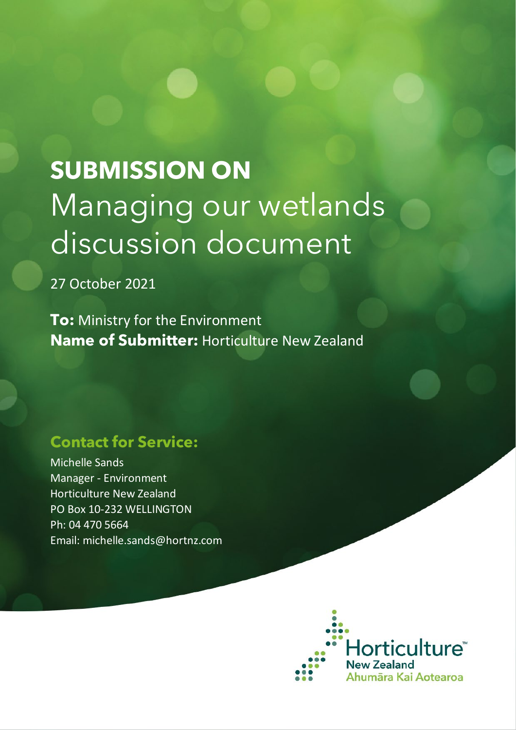# **SUBMISSION ON** Managing our wetlands discussion document

27 October 2021

**To:** Ministry for the Environment
**Name of Submitter:** Horticulture New Zealand

## **Contact for Service:**

Michelle Sands
Manager - Environment
Horticulture New Zealand
PO Box 10-232 WELLINGTON
Ph: 04 470 5664
Email: michelle.sands@hortnz.com

Horticulture™
New Zealand
Ahumāra Kai Aotearoa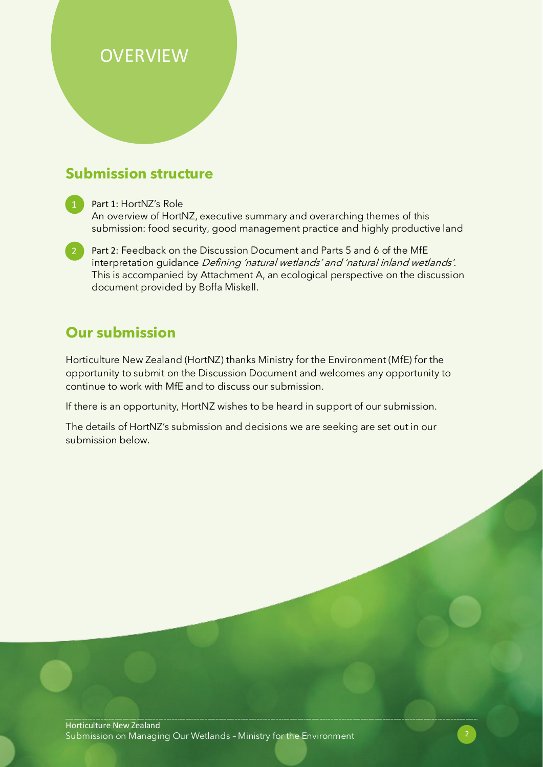# OVERVIEW

## Submission structure

1. Part 1: HortNZ's Role
   An overview of HortNZ, executive summary and overarching themes of this submission: food security, good management practice and highly productive land

2. Part 2: Feedback on the Discussion Document and Parts 5 and 6 of the MfE interpretation guidance *Defining 'natural wetlands' and 'natural inland wetlands'*. This is accompanied by Attachment A, an ecological perspective on the discussion document provided by Boffa Miskell.

## Our submission

Horticulture New Zealand (HortNZ) thanks Ministry for the Environment (MfE) for the opportunity to submit on the Discussion Document and welcomes any opportunity to continue to work with MfE and to discuss our submission.

If there is an opportunity, HortNZ wishes to be heard in support of our submission.

The details of HortNZ's submission and decisions we are seeking are set out in our submission below.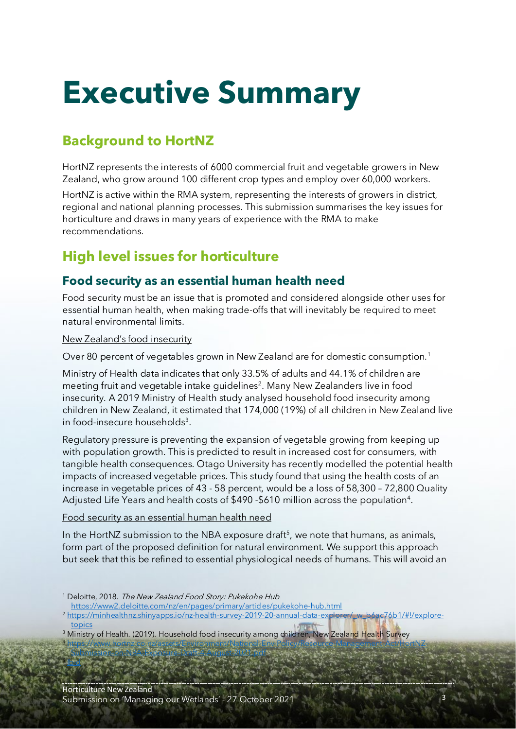# Executive Summary

## Background to HortNZ

HortNZ represents the interests of 6000 commercial fruit and vegetable growers in New Zealand, who grow around 100 different crop types and employ over 60,000 workers.

HortNZ is active within the RMA system, representing the interests of growers in district, regional and national planning processes. This submission summarises the key issues for horticulture and draws in many years of experience with the RMA to make recommendations.

## High level issues for horticulture

### Food security as an essential human health need

Food security must be an issue that is promoted and considered alongside other uses for essential human health, when making trade-offs that will inevitably be required to meet natural environmental limits.

New Zealand's food insecurity

Over 80 percent of vegetables grown in New Zealand are for domestic consumption.[1]

Ministry of Health data indicates that only 33.5% of adults and 44.1% of children are meeting fruit and vegetable intake guidelines[2]. Many New Zealanders live in food insecurity. A 2019 Ministry of Health study analysed household food insecurity among children in New Zealand, it estimated that 174,000 (19%) of all children in New Zealand live in food-insecure households[3].

Regulatory pressure is preventing the expansion of vegetable growing from keeping up with population growth. This is predicted to result in increased cost for consumers, with tangible health consequences. Otago University has recently modelled the potential health impacts of increased vegetable prices. This study found that using the health costs of an increase in vegetable prices of 43 - 58 percent, would be a loss of 58,300 – 72,800 Quality Adjusted Life Years and health costs of $490 -$610 million across the population[4].

Food security as an essential human health need

In the HortNZ submission to the NBA exposure draft[5], we note that humans, as animals, form part of the proposed definition for natural environment. We support this approach but seek that this be refined to essential physiological needs of humans. This will avoid an

---

[1] Deloitte, 2018. *The New Zealand Food Story: Pukekohe Hub* https://www2.deloitte.com/nz/en/pages/primary/articles/pukekohe-hub.html

[2] https://minhealthnz.shinyapps.io/nz-health-survey-2019-20-annual-data-explorer/_w_b6ac76b1/#!/explore-topics

[3] Ministry of Health. (2019). Household food insecurity among children, New Zealand Health Survey

[4] https://www.hortnz.co.nz/assets/Environment/National-Env-Policy/Resource-Management-Act/HortNZ-Submission-on-NBA-Exposure-Draft-4-August-2021-.pdf

[5] Ibid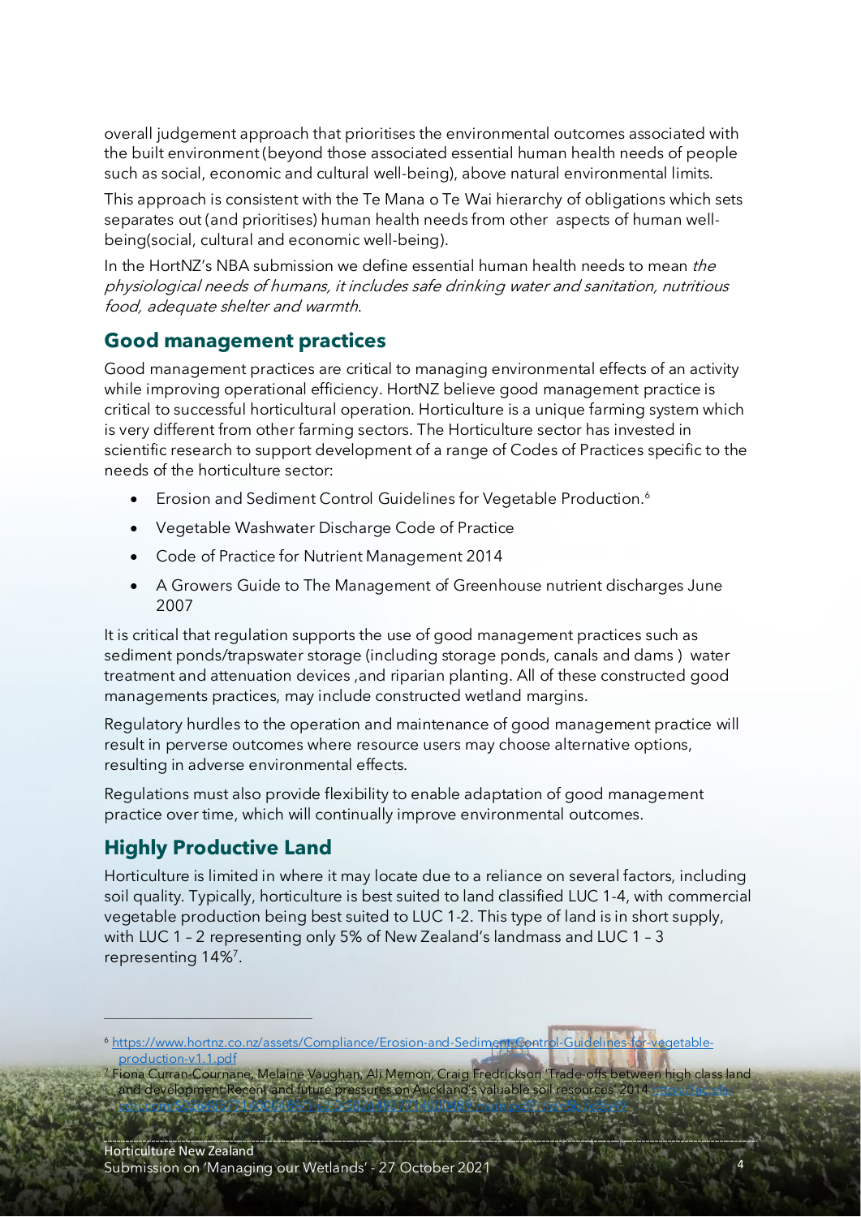overall judgement approach that prioritises the environmental outcomes associated with the built environment (beyond those associated essential human health needs of people such as social, economic and cultural well-being), above natural environmental limits.

This approach is consistent with the Te Mana o Te Wai hierarchy of obligations which sets separates out (and prioritises) human health needs from other aspects of human well-being(social, cultural and economic well-being).

In the HortNZ's NBA submission we define essential human health needs to mean *the physiological needs of humans, it includes safe drinking water and sanitation, nutritious food, adequate shelter and warmth*.

## Good management practices

Good management practices are critical to managing environmental effects of an activity while improving operational efficiency. HortNZ believe good management practice is critical to successful horticultural operation. Horticulture is a unique farming system which is very different from other farming sectors. The Horticulture sector has invested in scientific research to support development of a range of Codes of Practices specific to the needs of the horticulture sector:

- Erosion and Sediment Control Guidelines for Vegetable Production.[6]
- Vegetable Washwater Discharge Code of Practice
- Code of Practice for Nutrient Management 2014
- A Growers Guide to The Management of Greenhouse nutrient discharges June 2007

It is critical that regulation supports the use of good management practices such as sediment ponds/trapswater storage (including storage ponds, canals and dams ) water treatment and attenuation devices ,and riparian planting. All of these constructed good managements practices, may include constructed wetland margins.

Regulatory hurdles to the operation and maintenance of good management practice will result in perverse outcomes where resource users may choose alternative options, resulting in adverse environmental effects.

Regulations must also provide flexibility to enable adaptation of good management practice over time, which will continually improve environmental outcomes.

## Highly Productive Land

Horticulture is limited in where it may locate due to a reliance on several factors, including soil quality. Typically, horticulture is best suited to land classified LUC 1-4, with commercial vegetable production being best suited to LUC 1-2. This type of land is in short supply, with LUC 1 – 2 representing only 5% of New Zealand's landmass and LUC 1 – 3 representing 14%[7].

---

[6] https://www.hortnz.co.nz/assets/Compliance/Erosion-and-Sediment-Control-Guidelines-for-vegetable-production-v1.1.pdf

[7] Fiona Curran-Cournane, Melaine Vaughan, Ali Memon, Craig Fredrickson 'Trade-offs between high class land and development: Recent and future pressures on Auckland's valuable soil resources' 2014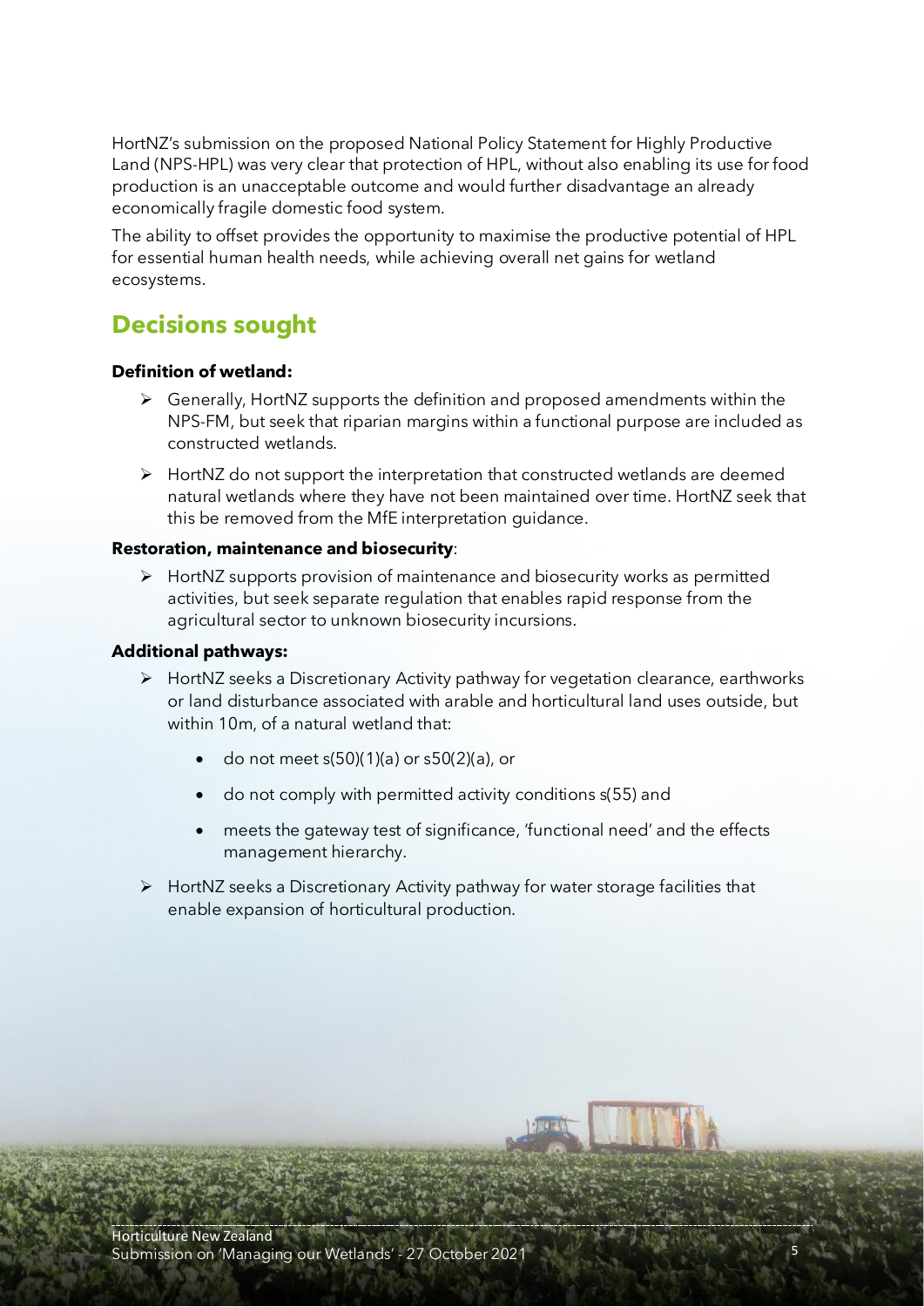HortNZ's submission on the proposed National Policy Statement for Highly Productive Land (NPS-HPL) was very clear that protection of HPL, without also enabling its use for food production is an unacceptable outcome and would further disadvantage an already economically fragile domestic food system.

The ability to offset provides the opportunity to maximise the productive potential of HPL for essential human health needs, while achieving overall net gains for wetland ecosystems.

## Decisions sought

**Definition of wetland:**

- Generally, HortNZ supports the definition and proposed amendments within the NPS-FM, but seek that riparian margins within a functional purpose are included as constructed wetlands.
- HortNZ do not support the interpretation that constructed wetlands are deemed natural wetlands where they have not been maintained over time. HortNZ seek that this be removed from the MfE interpretation guidance.

**Restoration, maintenance and biosecurity**:

- HortNZ supports provision of maintenance and biosecurity works as permitted activities, but seek separate regulation that enables rapid response from the agricultural sector to unknown biosecurity incursions.

**Additional pathways:**

- HortNZ seeks a Discretionary Activity pathway for vegetation clearance, earthworks or land disturbance associated with arable and horticultural land uses outside, but within 10m, of a natural wetland that:
  - do not meet s(50)(1)(a) or s50(2)(a), or
  - do not comply with permitted activity conditions s(55) and
  - meets the gateway test of significance, 'functional need' and the effects management hierarchy.
- HortNZ seeks a Discretionary Activity pathway for water storage facilities that enable expansion of horticultural production.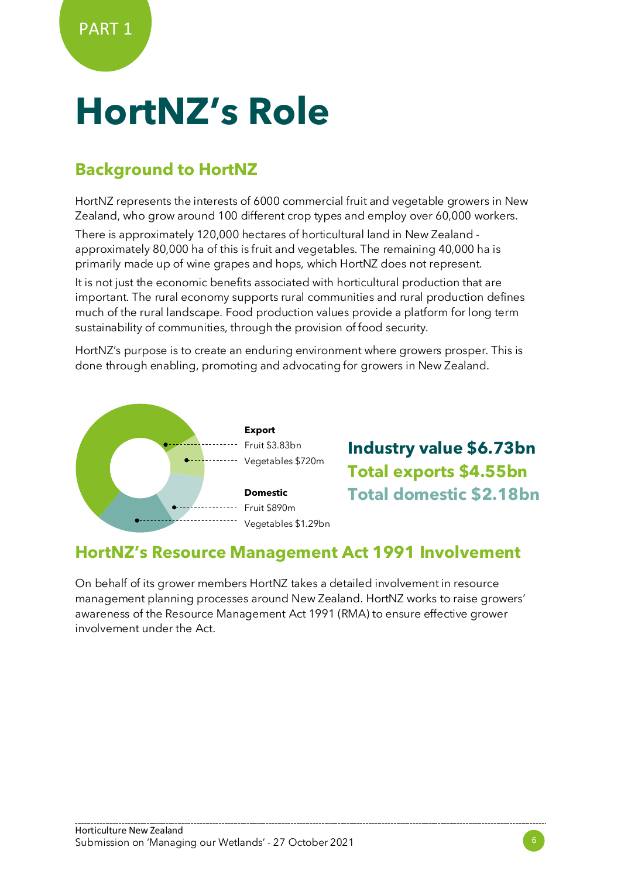PART 1

# HortNZ's Role

## Background to HortNZ

HortNZ represents the interests of 6000 commercial fruit and vegetable growers in New Zealand, who grow around 100 different crop types and employ over 60,000 workers.

There is approximately 120,000 hectares of horticultural land in New Zealand - approximately 80,000 ha of this is fruit and vegetables. The remaining 40,000 ha is primarily made up of wine grapes and hops, which HortNZ does not represent.

It is not just the economic benefits associated with horticultural production that are important. The rural economy supports rural communities and rural production defines much of the rural landscape. Food production values provide a platform for long term sustainability of communities, through the provision of food security.

HortNZ's purpose is to create an enduring environment where growers prosper. This is done through enabling, promoting and advocating for growers in New Zealand.

**Export**
Fruit $3.83bn
Vegetables $720m

**Domestic**
Fruit $890m
Vegetables $1.29bn

**Industry value $6.73bn**
**Total exports $4.55bn**
**Total domestic $2.18bn**

## HortNZ's Resource Management Act 1991 Involvement

On behalf of its grower members HortNZ takes a detailed involvement in resource management planning processes around New Zealand. HortNZ works to raise growers' awareness of the Resource Management Act 1991 (RMA) to ensure effective grower involvement under the Act.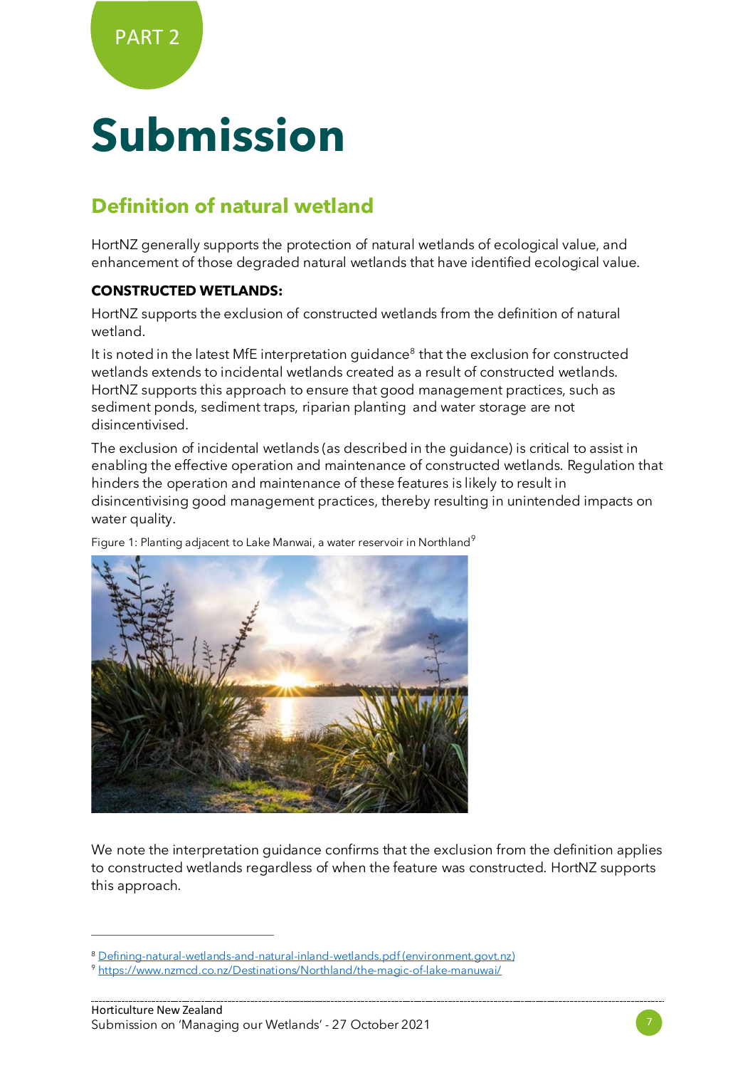PART 2

# Submission

## Definition of natural wetland

HortNZ generally supports the protection of natural wetlands of ecological value, and enhancement of those degraded natural wetlands that have identified ecological value.

**CONSTRUCTED WETLANDS:**

HortNZ supports the exclusion of constructed wetlands from the definition of natural wetland.

It is noted in the latest MfE interpretation guidance[8] that the exclusion for constructed wetlands extends to incidental wetlands created as a result of constructed wetlands. HortNZ supports this approach to ensure that good management practices, such as sediment ponds, sediment traps, riparian planting and water storage are not disincentivised.

The exclusion of incidental wetlands (as described in the guidance) is critical to assist in enabling the effective operation and maintenance of constructed wetlands. Regulation that hinders the operation and maintenance of these features is likely to result in disincentivising good management practices, thereby resulting in unintended impacts on water quality.

Figure 1: Planting adjacent to Lake Manwai, a water reservoir in Northland[9]

We note the interpretation guidance confirms that the exclusion from the definition applies to constructed wetlands regardless of when the feature was constructed. HortNZ supports this approach.

[8] Defining-natural-wetlands-and-natural-inland-wetlands.pdf (environment.govt.nz)

[9] https://www.nzmcd.co.nz/Destinations/Northland/the-magic-of-lake-manuwai/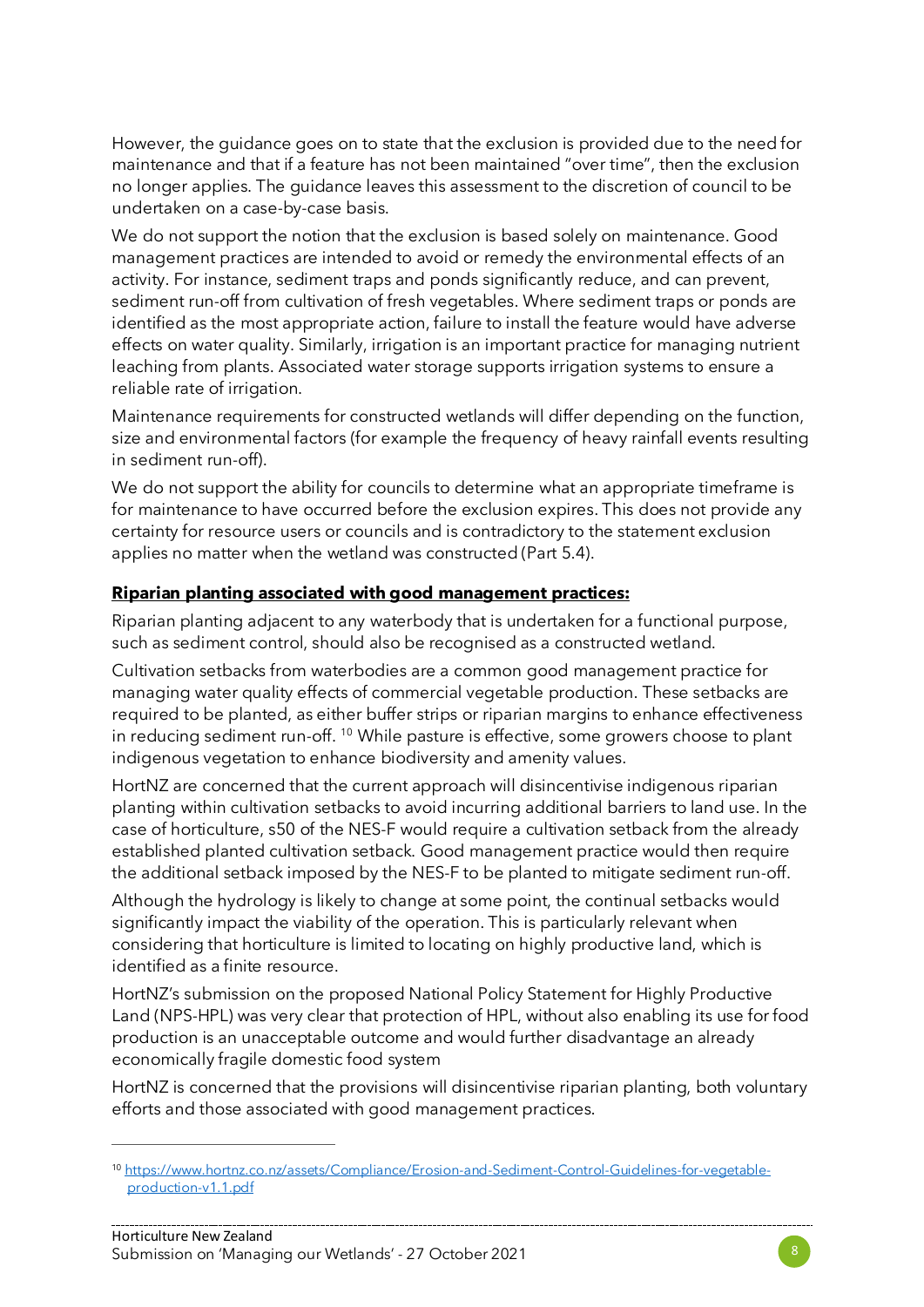However, the guidance goes on to state that the exclusion is provided due to the need for maintenance and that if a feature has not been maintained "over time", then the exclusion no longer applies. The guidance leaves this assessment to the discretion of council to be undertaken on a case-by-case basis.

We do not support the notion that the exclusion is based solely on maintenance. Good management practices are intended to avoid or remedy the environmental effects of an activity. For instance, sediment traps and ponds significantly reduce, and can prevent, sediment run-off from cultivation of fresh vegetables. Where sediment traps or ponds are identified as the most appropriate action, failure to install the feature would have adverse effects on water quality. Similarly, irrigation is an important practice for managing nutrient leaching from plants. Associated water storage supports irrigation systems to ensure a reliable rate of irrigation.

Maintenance requirements for constructed wetlands will differ depending on the function, size and environmental factors (for example the frequency of heavy rainfall events resulting in sediment run-off).

We do not support the ability for councils to determine what an appropriate timeframe is for maintenance to have occurred before the exclusion expires. This does not provide any certainty for resource users or councils and is contradictory to the statement exclusion applies no matter when the wetland was constructed (Part 5.4).

**Riparian planting associated with good management practices:**

Riparian planting adjacent to any waterbody that is undertaken for a functional purpose, such as sediment control, should also be recognised as a constructed wetland.

Cultivation setbacks from waterbodies are a common good management practice for managing water quality effects of commercial vegetable production. These setbacks are required to be planted, as either buffer strips or riparian margins to enhance effectiveness in reducing sediment run-off. [10] While pasture is effective, some growers choose to plant indigenous vegetation to enhance biodiversity and amenity values.

HortNZ are concerned that the current approach will disincentivise indigenous riparian planting within cultivation setbacks to avoid incurring additional barriers to land use. In the case of horticulture, s50 of the NES-F would require a cultivation setback from the already established planted cultivation setback. Good management practice would then require the additional setback imposed by the NES-F to be planted to mitigate sediment run-off.

Although the hydrology is likely to change at some point, the continual setbacks would significantly impact the viability of the operation. This is particularly relevant when considering that horticulture is limited to locating on highly productive land, which is identified as a finite resource.

HortNZ's submission on the proposed National Policy Statement for Highly Productive Land (NPS-HPL) was very clear that protection of HPL, without also enabling its use for food production is an unacceptable outcome and would further disadvantage an already economically fragile domestic food system

HortNZ is concerned that the provisions will disincentivise riparian planting, both voluntary efforts and those associated with good management practices.

---

[10] https://www.hortnz.co.nz/assets/Compliance/Erosion-and-Sediment-Control-Guidelines-for-vegetable-production-v1.1.pdf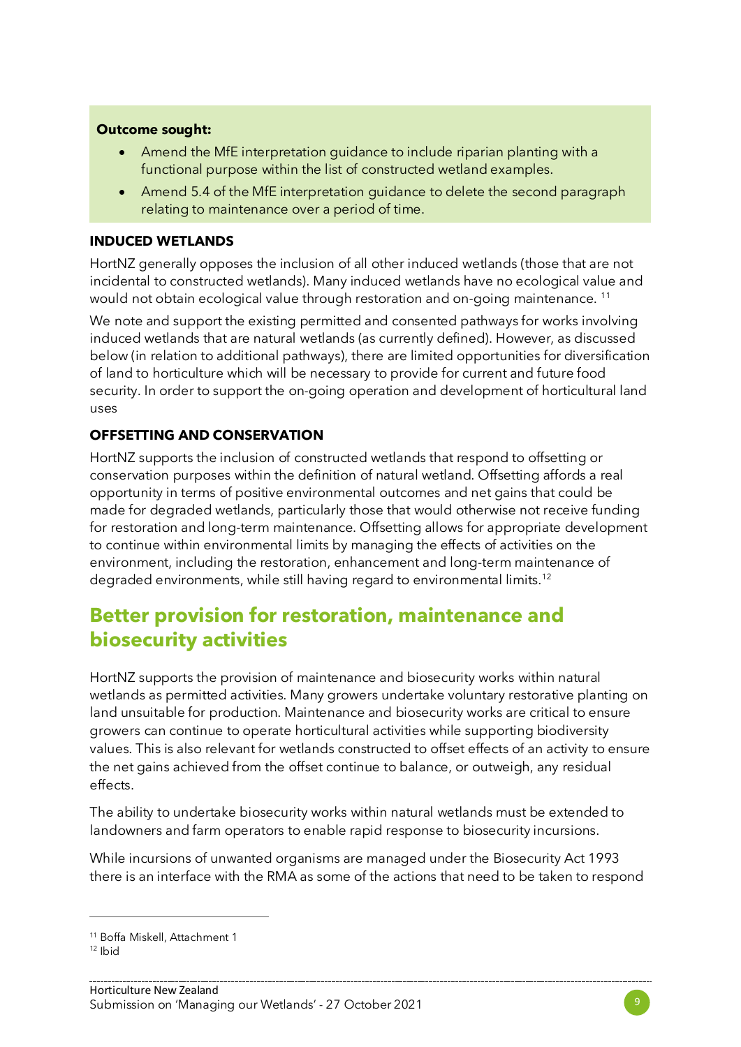**Outcome sought:**

- Amend the MfE interpretation guidance to include riparian planting with a functional purpose within the list of constructed wetland examples.
- Amend 5.4 of the MfE interpretation guidance to delete the second paragraph relating to maintenance over a period of time.

### INDUCED WETLANDS

HortNZ generally opposes the inclusion of all other induced wetlands (those that are not incidental to constructed wetlands). Many induced wetlands have no ecological value and would not obtain ecological value through restoration and on-going maintenance. [11]

We note and support the existing permitted and consented pathways for works involving induced wetlands that are natural wetlands (as currently defined). However, as discussed below (in relation to additional pathways), there are limited opportunities for diversification of land to horticulture which will be necessary to provide for current and future food security. In order to support the on-going operation and development of horticultural land uses

### OFFSETTING AND CONSERVATION

HortNZ supports the inclusion of constructed wetlands that respond to offsetting or conservation purposes within the definition of natural wetland. Offsetting affords a real opportunity in terms of positive environmental outcomes and net gains that could be made for degraded wetlands, particularly those that would otherwise not receive funding for restoration and long-term maintenance. Offsetting allows for appropriate development to continue within environmental limits by managing the effects of activities on the environment, including the restoration, enhancement and long-term maintenance of degraded environments, while still having regard to environmental limits.[12]

## Better provision for restoration, maintenance and biosecurity activities

HortNZ supports the provision of maintenance and biosecurity works within natural wetlands as permitted activities. Many growers undertake voluntary restorative planting on land unsuitable for production. Maintenance and biosecurity works are critical to ensure growers can continue to operate horticultural activities while supporting biodiversity values. This is also relevant for wetlands constructed to offset effects of an activity to ensure the net gains achieved from the offset continue to balance, or outweigh, any residual effects.

The ability to undertake biosecurity works within natural wetlands must be extended to landowners and farm operators to enable rapid response to biosecurity incursions.

While incursions of unwanted organisms are managed under the Biosecurity Act 1993 there is an interface with the RMA as some of the actions that need to be taken to respond

---

[11] Boffa Miskell, Attachment 1

[12] Ibid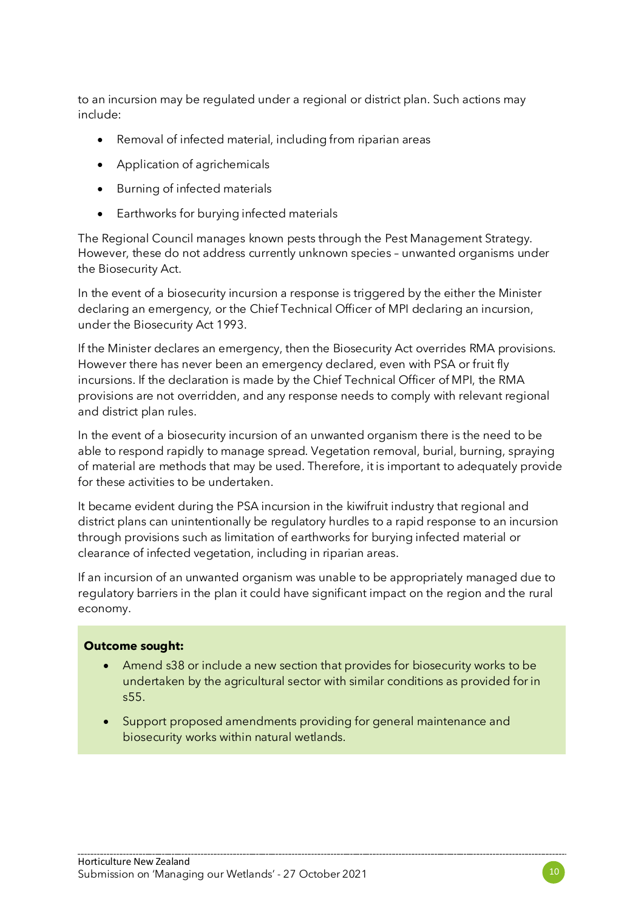to an incursion may be regulated under a regional or district plan. Such actions may include:

- Removal of infected material, including from riparian areas
- Application of agrichemicals
- Burning of infected materials
- Earthworks for burying infected materials

The Regional Council manages known pests through the Pest Management Strategy. However, these do not address currently unknown species – unwanted organisms under the Biosecurity Act.

In the event of a biosecurity incursion a response is triggered by the either the Minister declaring an emergency, or the Chief Technical Officer of MPI declaring an incursion, under the Biosecurity Act 1993.

If the Minister declares an emergency, then the Biosecurity Act overrides RMA provisions. However there has never been an emergency declared, even with PSA or fruit fly incursions. If the declaration is made by the Chief Technical Officer of MPI, the RMA provisions are not overridden, and any response needs to comply with relevant regional and district plan rules.

In the event of a biosecurity incursion of an unwanted organism there is the need to be able to respond rapidly to manage spread. Vegetation removal, burial, burning, spraying of material are methods that may be used. Therefore, it is important to adequately provide for these activities to be undertaken.

It became evident during the PSA incursion in the kiwifruit industry that regional and district plans can unintentionally be regulatory hurdles to a rapid response to an incursion through provisions such as limitation of earthworks for burying infected material or clearance of infected vegetation, including in riparian areas.

If an incursion of an unwanted organism was unable to be appropriately managed due to regulatory barriers in the plan it could have significant impact on the region and the rural economy.

**Outcome sought:**

- Amend s38 or include a new section that provides for biosecurity works to be undertaken by the agricultural sector with similar conditions as provided for in s55.
- Support proposed amendments providing for general maintenance and biosecurity works within natural wetlands.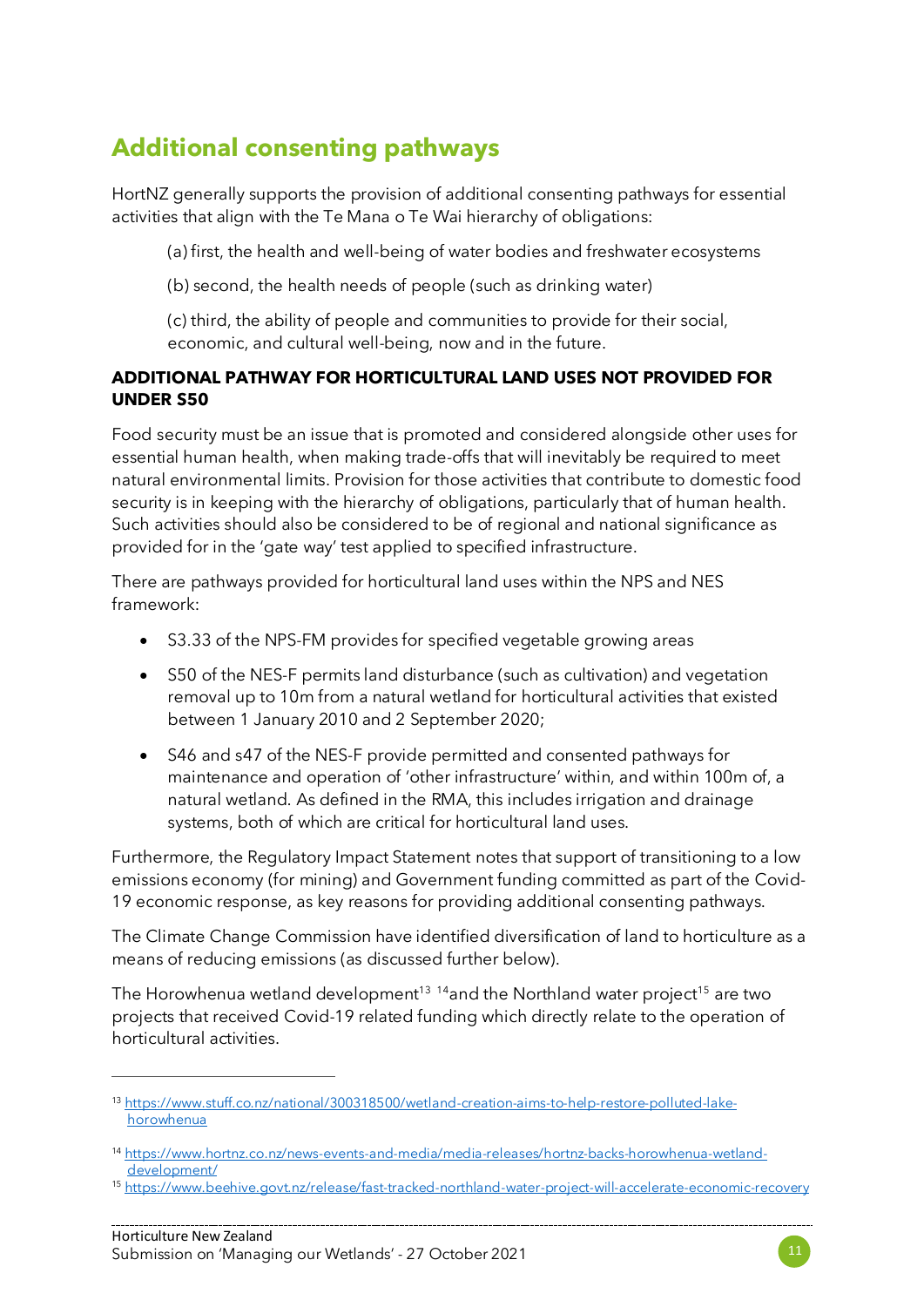## Additional consenting pathways

HortNZ generally supports the provision of additional consenting pathways for essential activities that align with the Te Mana o Te Wai hierarchy of obligations:

(a) first, the health and well-being of water bodies and freshwater ecosystems

(b) second, the health needs of people (such as drinking water)

(c) third, the ability of people and communities to provide for their social, economic, and cultural well-being, now and in the future.

### ADDITIONAL PATHWAY FOR HORTICULTURAL LAND USES NOT PROVIDED FOR UNDER S50

Food security must be an issue that is promoted and considered alongside other uses for essential human health, when making trade-offs that will inevitably be required to meet natural environmental limits. Provision for those activities that contribute to domestic food security is in keeping with the hierarchy of obligations, particularly that of human health. Such activities should also be considered to be of regional and national significance as provided for in the 'gate way' test applied to specified infrastructure.

There are pathways provided for horticultural land uses within the NPS and NES framework:

- S3.33 of the NPS-FM provides for specified vegetable growing areas
- S50 of the NES-F permits land disturbance (such as cultivation) and vegetation removal up to 10m from a natural wetland for horticultural activities that existed between 1 January 2010 and 2 September 2020;
- S46 and s47 of the NES-F provide permitted and consented pathways for maintenance and operation of 'other infrastructure' within, and within 100m of, a natural wetland. As defined in the RMA, this includes irrigation and drainage systems, both of which are critical for horticultural land uses.

Furthermore, the Regulatory Impact Statement notes that support of transitioning to a low emissions economy (for mining) and Government funding committed as part of the Covid-19 economic response, as key reasons for providing additional consenting pathways.

The Climate Change Commission have identified diversification of land to horticulture as a means of reducing emissions (as discussed further below).

The Horowhenua wetland development[13] [14]and the Northland water project[15] are two projects that received Covid-19 related funding which directly relate to the operation of horticultural activities.

---

[13] https://www.stuff.co.nz/national/300318500/wetland-creation-aims-to-help-restore-polluted-lake-horowhenua

[14] https://www.hortnz.co.nz/news-events-and-media/media-releases/hortnz-backs-horowhenua-wetland-development/

[15] https://www.beehive.govt.nz/release/fast-tracked-northland-water-project-will-accelerate-economic-recovery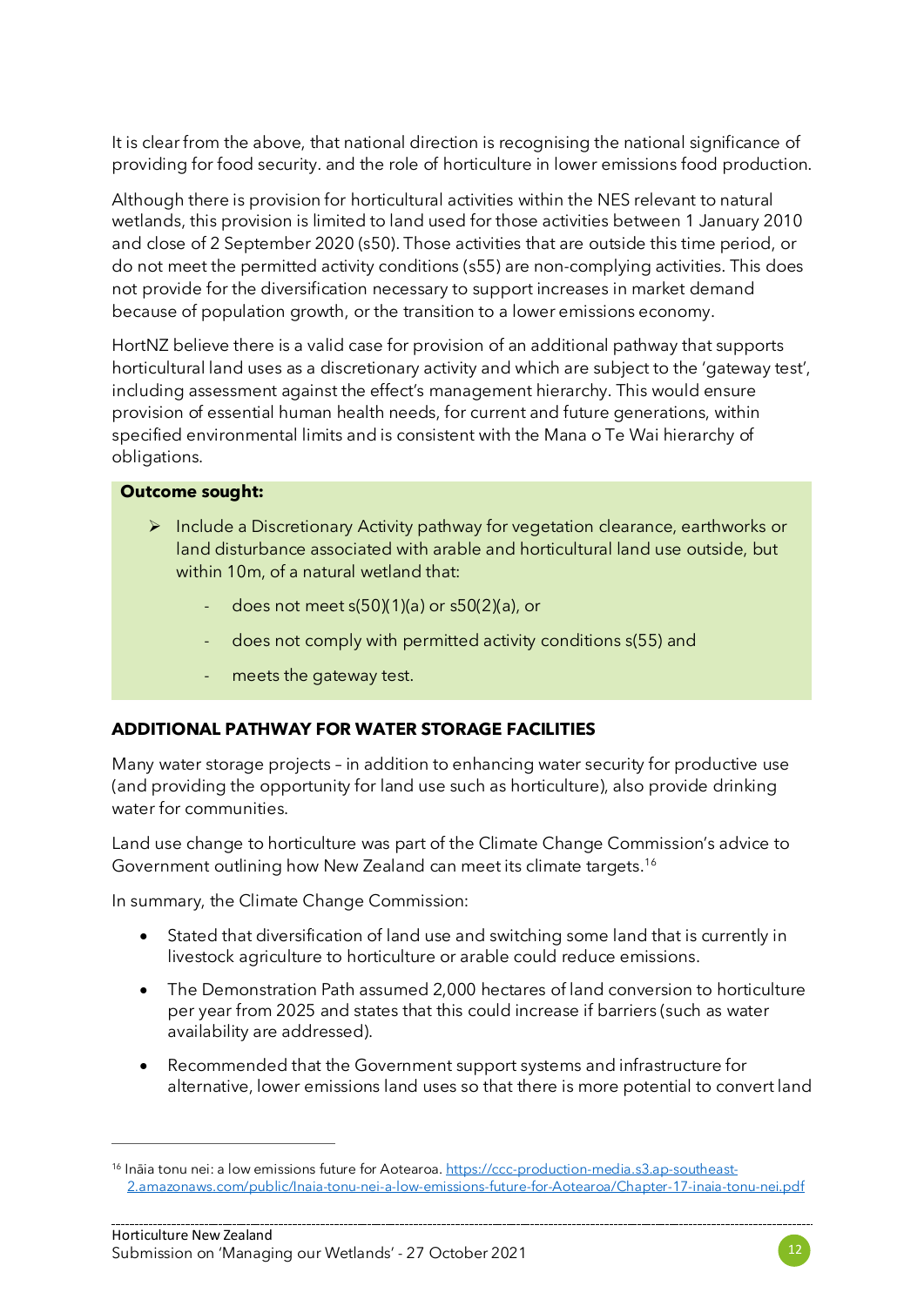It is clear from the above, that national direction is recognising the national significance of providing for food security. and the role of horticulture in lower emissions food production.

Although there is provision for horticultural activities within the NES relevant to natural wetlands, this provision is limited to land used for those activities between 1 January 2010 and close of 2 September 2020 (s50). Those activities that are outside this time period, or do not meet the permitted activity conditions (s55) are non-complying activities. This does not provide for the diversification necessary to support increases in market demand because of population growth, or the transition to a lower emissions economy.

HortNZ believe there is a valid case for provision of an additional pathway that supports horticultural land uses as a discretionary activity and which are subject to the 'gateway test', including assessment against the effect's management hierarchy. This would ensure provision of essential human health needs, for current and future generations, within specified environmental limits and is consistent with the Mana o Te Wai hierarchy of obligations.

**Outcome sought:**

- Include a Discretionary Activity pathway for vegetation clearance, earthworks or land disturbance associated with arable and horticultural land use outside, but within 10m, of a natural wetland that:
  - does not meet s(50)(1)(a) or s50(2)(a), or
  - does not comply with permitted activity conditions s(55) and
  - meets the gateway test.

**ADDITIONAL PATHWAY FOR WATER STORAGE FACILITIES**

Many water storage projects – in addition to enhancing water security for productive use (and providing the opportunity for land use such as horticulture), also provide drinking water for communities.

Land use change to horticulture was part of the Climate Change Commission's advice to Government outlining how New Zealand can meet its climate targets.[16]

In summary, the Climate Change Commission:

- Stated that diversification of land use and switching some land that is currently in livestock agriculture to horticulture or arable could reduce emissions.
- The Demonstration Path assumed 2,000 hectares of land conversion to horticulture per year from 2025 and states that this could increase if barriers (such as water availability are addressed).
- Recommended that the Government support systems and infrastructure for alternative, lower emissions land uses so that there is more potential to convert land

[16] Ināia tonu nei: a low emissions future for Aotearoa. https://ccc-production-media.s3.ap-southeast-2.amazonaws.com/public/Inaia-tonu-nei-a-low-emissions-future-for-Aotearoa/Chapter-17-inaia-tonu-nei.pdf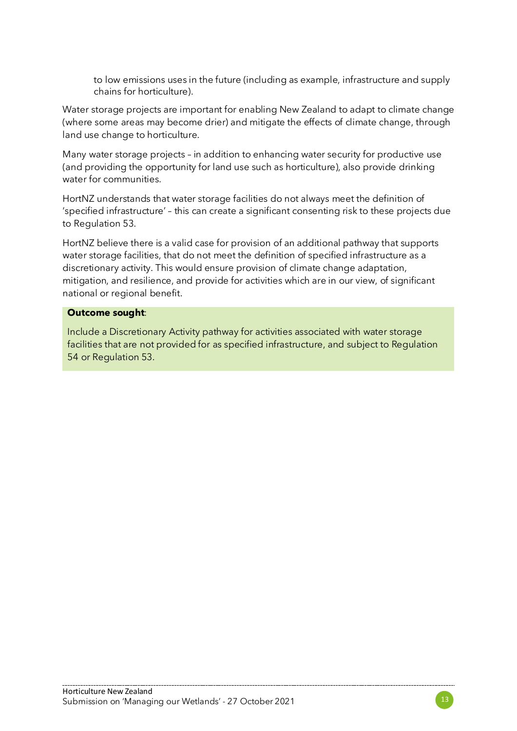to low emissions uses in the future (including as example, infrastructure and supply chains for horticulture).

Water storage projects are important for enabling New Zealand to adapt to climate change (where some areas may become drier) and mitigate the effects of climate change, through land use change to horticulture.

Many water storage projects – in addition to enhancing water security for productive use (and providing the opportunity for land use such as horticulture), also provide drinking water for communities.

HortNZ understands that water storage facilities do not always meet the definition of 'specified infrastructure' – this can create a significant consenting risk to these projects due to Regulation 53.

HortNZ believe there is a valid case for provision of an additional pathway that supports water storage facilities, that do not meet the definition of specified infrastructure as a discretionary activity. This would ensure provision of climate change adaptation, mitigation, and resilience, and provide for activities which are in our view, of significant national or regional benefit.

**Outcome sought**:

Include a Discretionary Activity pathway for activities associated with water storage facilities that are not provided for as specified infrastructure, and subject to Regulation 54 or Regulation 53.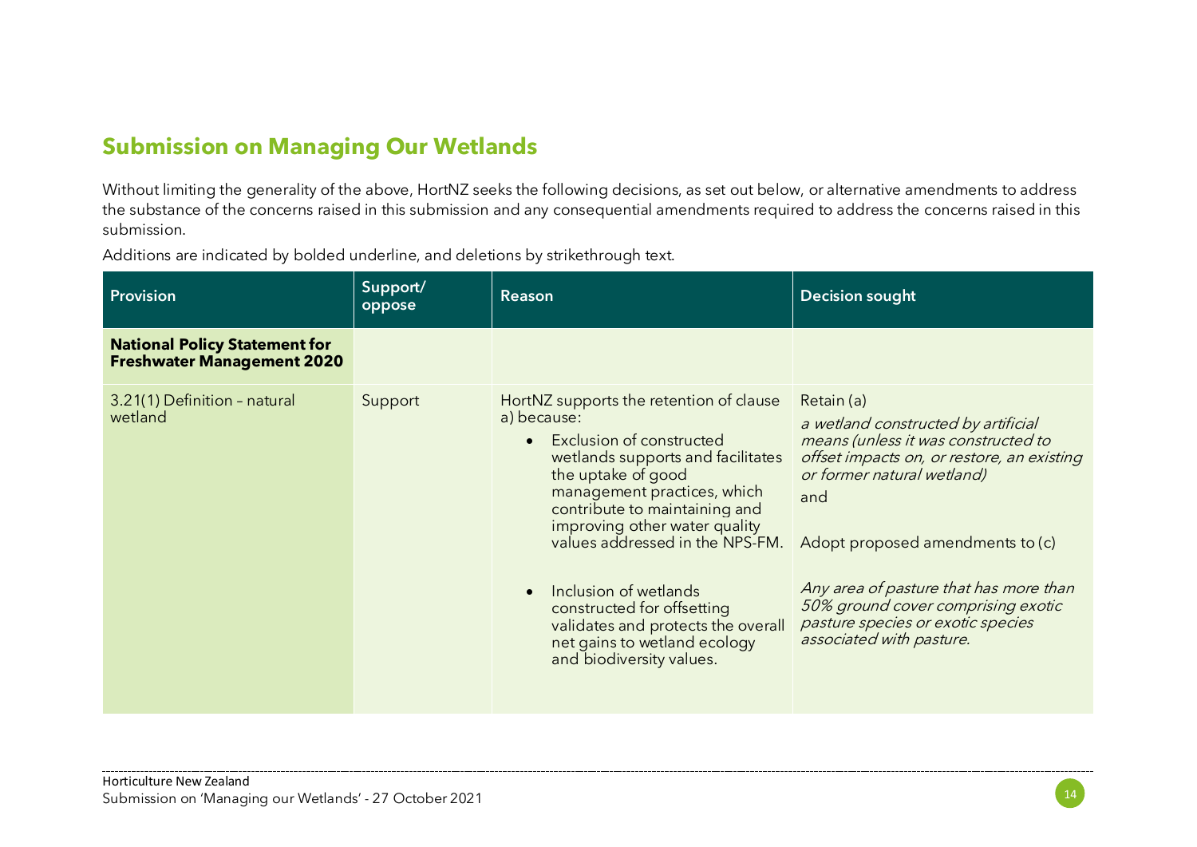## Submission on Managing Our Wetlands

Without limiting the generality of the above, HortNZ seeks the following decisions, as set out below, or alternative amendments to address the substance of the concerns raised in this submission and any consequential amendments required to address the concerns raised in this submission.

Additions are indicated by bolded underline, and deletions by strikethrough text.

| Provision | Support/ oppose | Reason | Decision sought |
|---|---|---|---|
| **National Policy Statement for Freshwater Management 2020** | | | |
| 3.21(1) Definition – natural wetland | Support | HortNZ supports the retention of clause a) because:<br>• Exclusion of constructed wetlands supports and facilitates the uptake of good management practices, which contribute to maintaining and improving other water quality values addressed in the NPS-FM.<br>• Inclusion of wetlands constructed for offsetting validates and protects the overall net gains to wetland ecology and biodiversity values. | Retain (a)<br>*a wetland constructed by artificial means (unless it was constructed to offset impacts on, or restore, an existing or former natural wetland)*<br>and<br>Adopt proposed amendments to (c)<br>*Any area of pasture that has more than 50% ground cover comprising exotic pasture species or exotic species associated with pasture.* |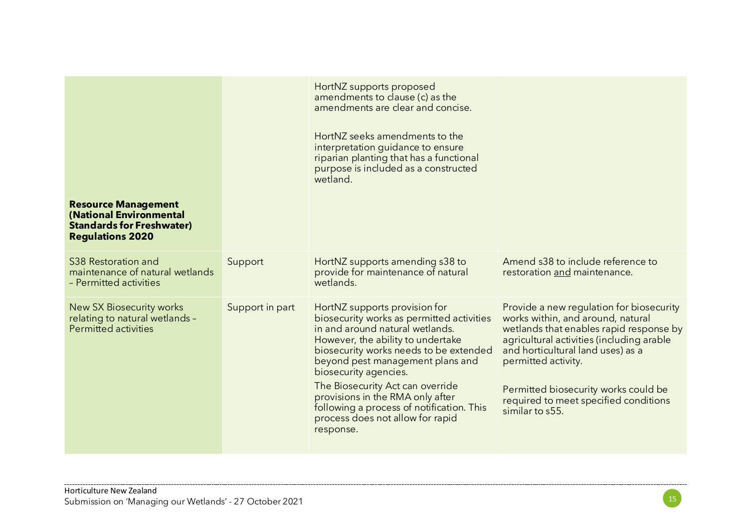| | | | |
|---|---|---|---|
| | | HortNZ supports proposed amendments to clause (c) as the amendments are clear and concise.<br><br>HortNZ seeks amendments to the interpretation guidance to ensure riparian planting that has a functional purpose is included as a constructed wetland. | |
| **Resource Management (National Environmental Standards for Freshwater) Regulations 2020** | | | |
| S38 Restoration and maintenance of natural wetlands – Permitted activities | Support | HortNZ supports amending s38 to provide for maintenance of natural wetlands. | Amend s38 to include reference to restoration <u>and</u> maintenance. |
| New SX Biosecurity works relating to natural wetlands – Permitted activities | Support in part | HortNZ supports provision for biosecurity works as permitted activities in and around natural wetlands. However, the ability to undertake biosecurity works needs to be extended beyond pest management plans and biosecurity agencies.<br><br>The Biosecurity Act can override provisions in the RMA only after following a process of notification. This process does not allow for rapid response. | Provide a new regulation for biosecurity works within, and around, natural wetlands that enables rapid response by agricultural activities (including arable and horticultural land uses) as a permitted activity.<br><br>Permitted biosecurity works could be required to meet specified conditions similar to s55. |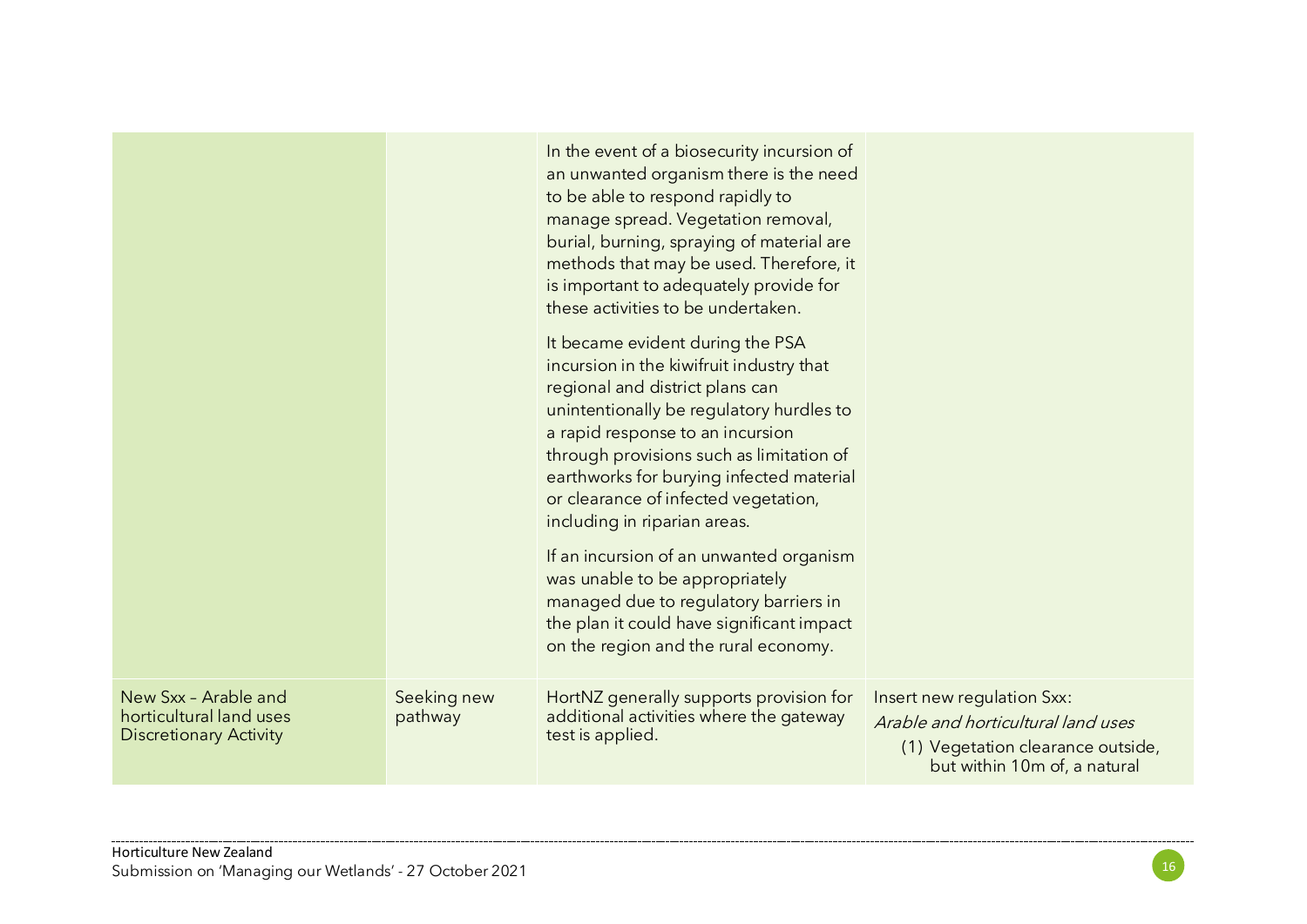| | | | |
|---|---|---|---|
| | | In the event of a biosecurity incursion of an unwanted organism there is the need to be able to respond rapidly to manage spread. Vegetation removal, burial, burning, spraying of material are methods that may be used. Therefore, it is important to adequately provide for these activities to be undertaken.<br><br>It became evident during the PSA incursion in the kiwifruit industry that regional and district plans can unintentionally be regulatory hurdles to a rapid response to an incursion through provisions such as limitation of earthworks for burying infected material or clearance of infected vegetation, including in riparian areas.<br><br>If an incursion of an unwanted organism was unable to be appropriately managed due to regulatory barriers in the plan it could have significant impact on the region and the rural economy. | |
| New Sxx – Arable and horticultural land uses Discretionary Activity | Seeking new pathway | HortNZ generally supports provision for additional activities where the gateway test is applied. | Insert new regulation Sxx:<br>*Arable and horticultural land uses*<br>(1) Vegetation clearance outside, but within 10m of, a natural |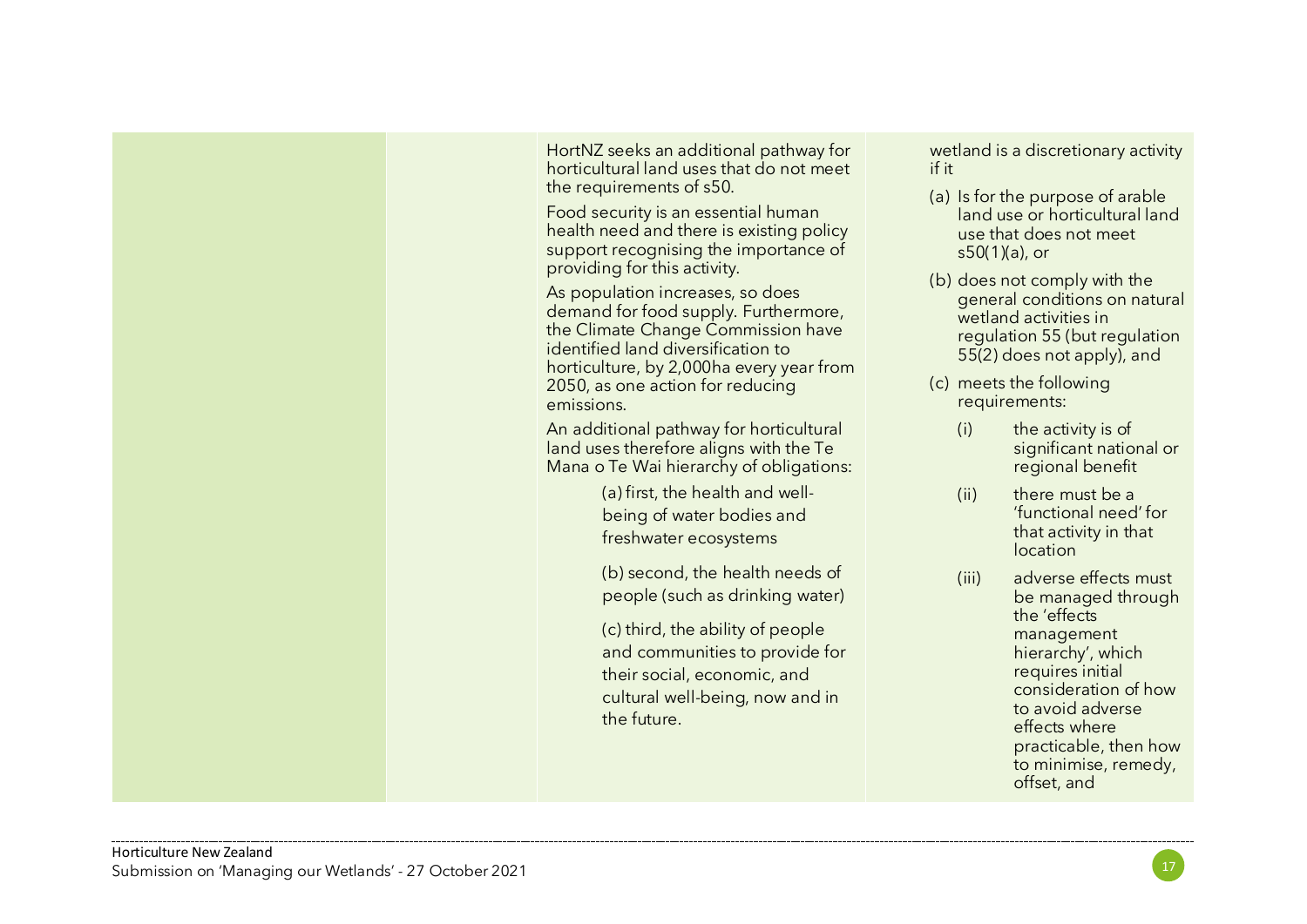| | | | |
|---|---|---|---|
| | | HortNZ seeks an additional pathway for horticultural land uses that do not meet the requirements of s50.<br><br>Food security is an essential human health need and there is existing policy support recognising the importance of providing for this activity.<br><br>As population increases, so does demand for food supply. Furthermore, the Climate Change Commission have identified land diversification to horticulture, by 2,000ha every year from 2050, as one action for reducing emissions.<br><br>An additional pathway for horticultural land uses therefore aligns with the Te Mana o Te Wai hierarchy of obligations:<br><br>(a) first, the health and well-being of water bodies and freshwater ecosystems<br><br>(b) second, the health needs of people (such as drinking water)<br><br>(c) third, the ability of people and communities to provide for their social, economic, and cultural well-being, now and in the future. | wetland is a discretionary activity if it<br><br>(a) Is for the purpose of arable land use or horticultural land use that does not meet s50(1)(a), or<br><br>(b) does not comply with the general conditions on natural wetland activities in regulation 55 (but regulation 55(2) does not apply), and<br><br>(c) meets the following requirements:<br><br>(i) the activity is of significant national or regional benefit<br><br>(ii) there must be a 'functional need' for that activity in that location<br><br>(iii) adverse effects must be managed through the 'effects management hierarchy', which requires initial consideration of how to avoid adverse effects where practicable, then how to minimise, remedy, offset, and |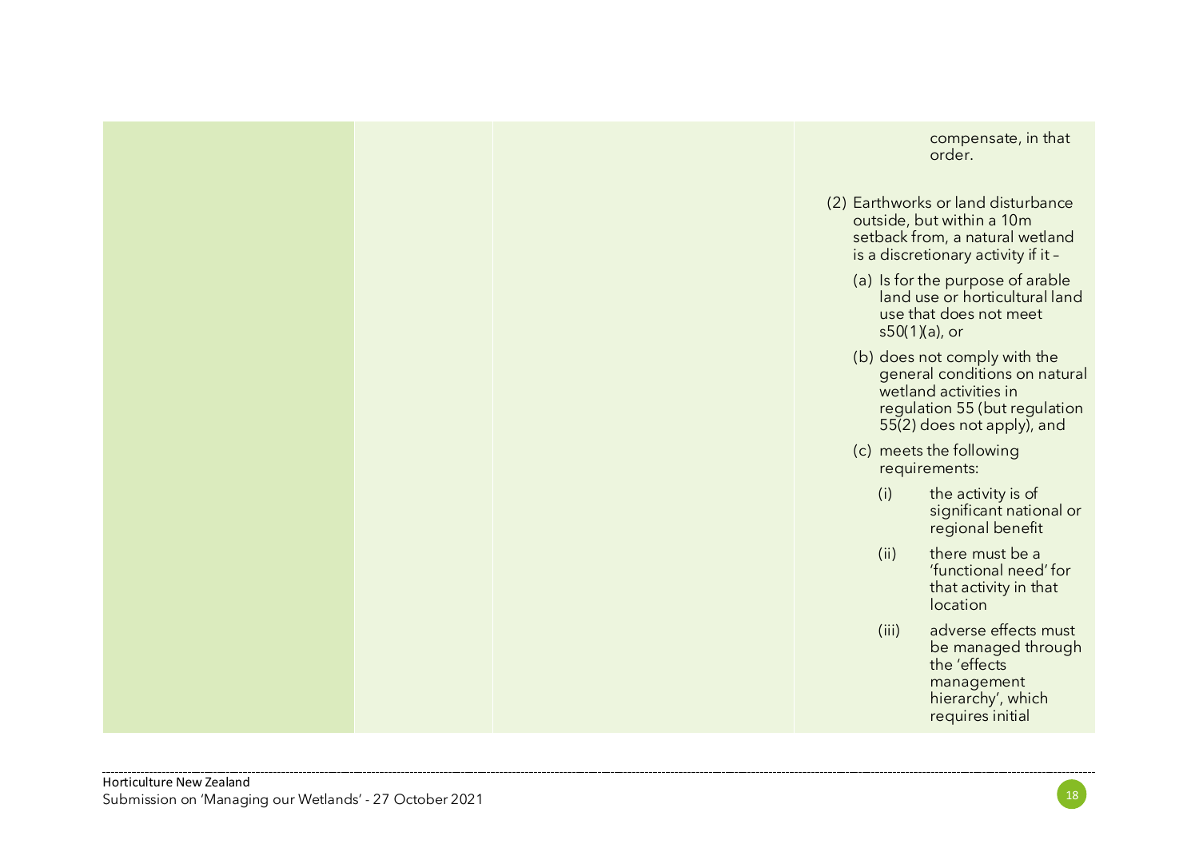| | | | |
|---|---|---|---|
| | | | compensate, in that order.<br><br>(2) Earthworks or land disturbance outside, but within a 10m setback from, a natural wetland is a discretionary activity if it –<br><br>(a) Is for the purpose of arable land use or horticultural land use that does not meet s50(1)(a), or<br><br>(b) does not comply with the general conditions on natural wetland activities in regulation 55 (but regulation 55(2) does not apply), and<br><br>(c) meets the following requirements:<br><br>(i) the activity is of significant national or regional benefit<br><br>(ii) there must be a 'functional need' for that activity in that location<br><br>(iii) adverse effects must be managed through the 'effects management hierarchy', which requires initial |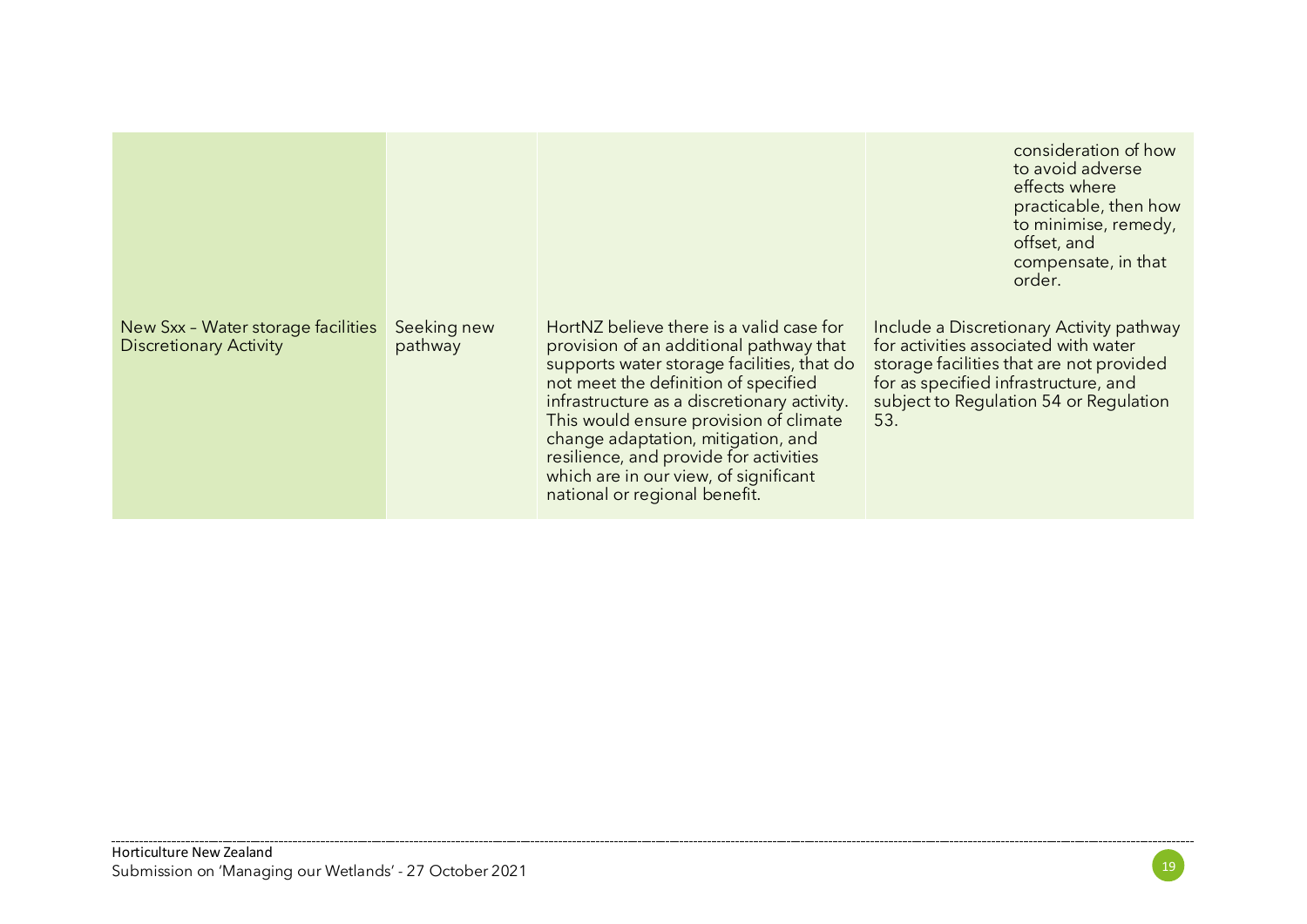| | | | |
|---|---|---|---|
| | | | consideration of how to avoid adverse effects where practicable, then how to minimise, remedy, offset, and compensate, in that order. |
| New Sxx – Water storage facilities Discretionary Activity | Seeking new pathway | HortNZ believe there is a valid case for provision of an additional pathway that supports water storage facilities, that do not meet the definition of specified infrastructure as a discretionary activity. This would ensure provision of climate change adaptation, mitigation, and resilience, and provide for activities which are in our view, of significant national or regional benefit. | Include a Discretionary Activity pathway for activities associated with water storage facilities that are not provided for as specified infrastructure, and subject to Regulation 54 or Regulation 53. |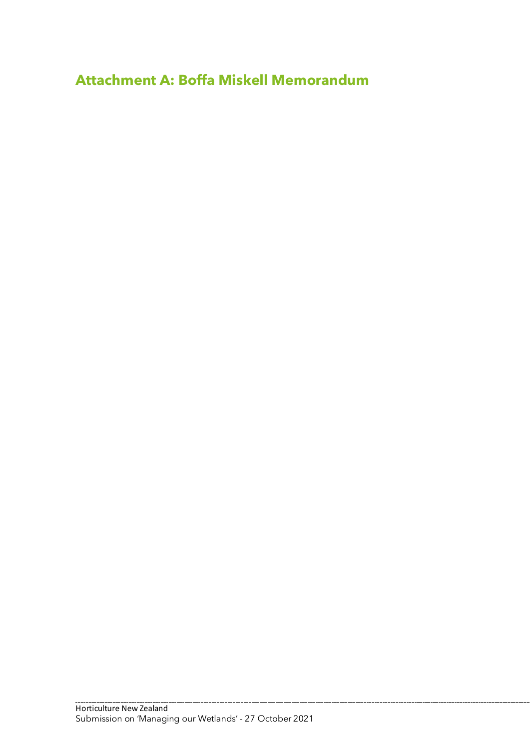## Attachment A: Boffa Miskell Memorandum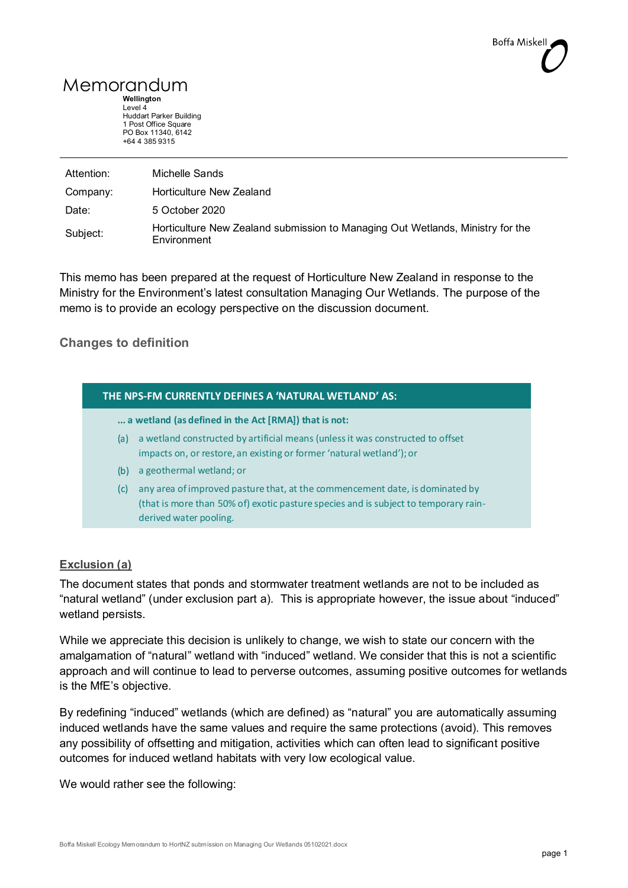# Memorandum

**Wellington**
Level 4
Huddart Parker Building
1 Post Office Square
PO Box 11340, 6142
+64 4 385 9315

| | |
|---|---|
| Attention: | Michelle Sands |
| Company: | Horticulture New Zealand |
| Date: | 5 October 2020 |
| Subject: | Horticulture New Zealand submission to Managing Out Wetlands, Ministry for the Environment |

This memo has been prepared at the request of Horticulture New Zealand in response to the Ministry for the Environment's latest consultation Managing Our Wetlands. The purpose of the memo is to provide an ecology perspective on the discussion document.

## Changes to definition

**THE NPS-FM CURRENTLY DEFINES A 'NATURAL WETLAND' AS:**

**... a wetland (as defined in the Act [RMA]) that is not:**

(a) a wetland constructed by artificial means (unless it was constructed to offset impacts on, or restore, an existing or former 'natural wetland'); or

(b) a geothermal wetland; or

(c) any area of improved pasture that, at the commencement date, is dominated by (that is more than 50% of) exotic pasture species and is subject to temporary rain-derived water pooling.

### Exclusion (a)

The document states that ponds and stormwater treatment wetlands are not to be included as "natural wetland" (under exclusion part a). This is appropriate however, the issue about "induced" wetland persists.

While we appreciate this decision is unlikely to change, we wish to state our concern with the amalgamation of "natural" wetland with "induced" wetland. We consider that this is not a scientific approach and will continue to lead to perverse outcomes, assuming positive outcomes for wetlands is the MfE's objective.

By redefining "induced" wetlands (which are defined) as "natural" you are automatically assuming induced wetlands have the same values and require the same protections (avoid). This removes any possibility of offsetting and mitigation, activities which can often lead to significant positive outcomes for induced wetland habitats with very low ecological value.

We would rather see the following: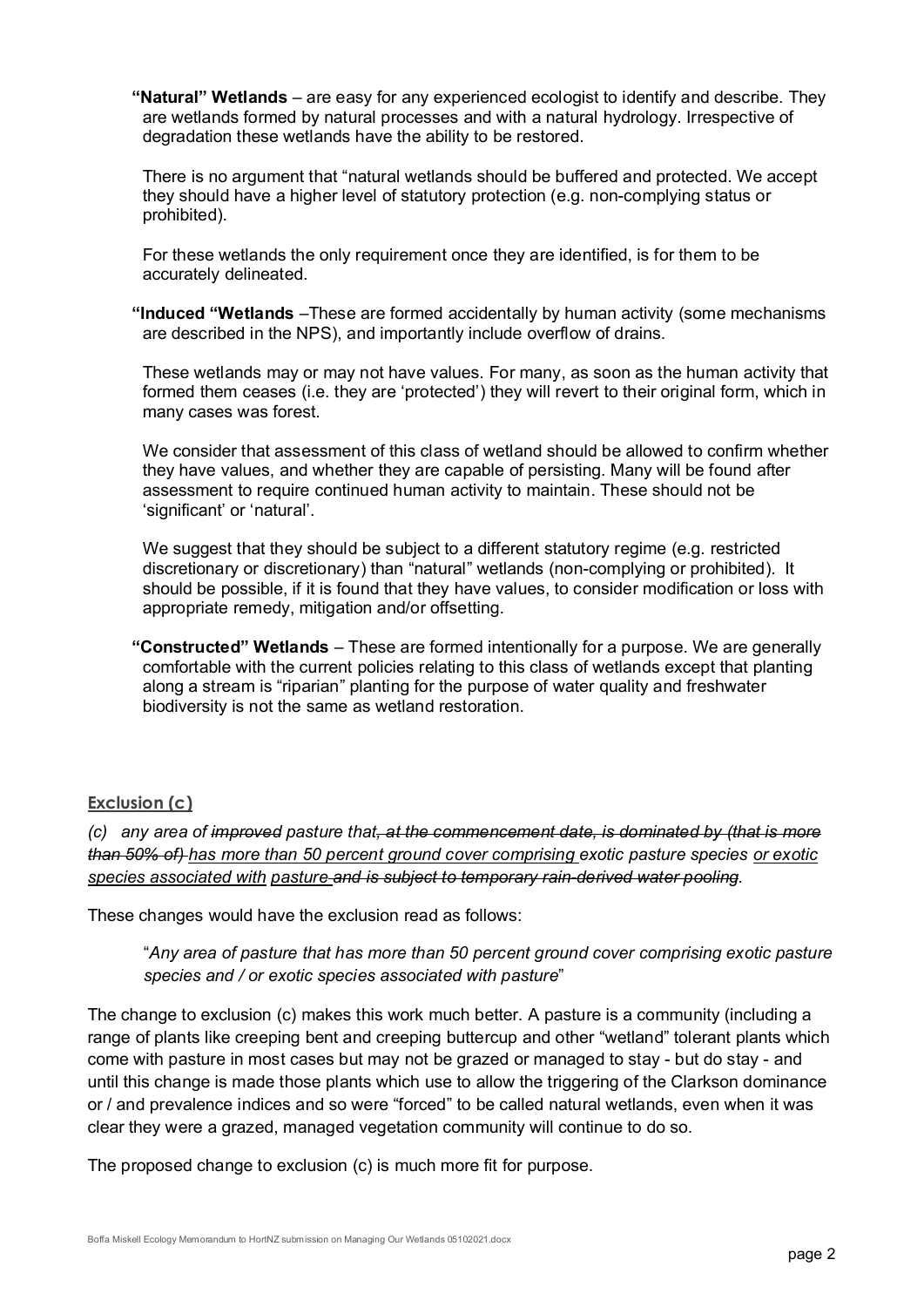**"Natural" Wetlands** – are easy for any experienced ecologist to identify and describe. They are wetlands formed by natural processes and with a natural hydrology. Irrespective of degradation these wetlands have the ability to be restored.

There is no argument that "natural wetlands should be buffered and protected. We accept they should have a higher level of statutory protection (e.g. non-complying status or prohibited).

For these wetlands the only requirement once they are identified, is for them to be accurately delineated.

**"Induced "Wetlands** –These are formed accidentally by human activity (some mechanisms are described in the NPS), and importantly include overflow of drains.

These wetlands may or may not have values. For many, as soon as the human activity that formed them ceases (i.e. they are 'protected') they will revert to their original form, which in many cases was forest.

We consider that assessment of this class of wetland should be allowed to confirm whether they have values, and whether they are capable of persisting. Many will be found after assessment to require continued human activity to maintain. These should not be 'significant' or 'natural'.

We suggest that they should be subject to a different statutory regime (e.g. restricted discretionary or discretionary) than "natural" wetlands (non-complying or prohibited). It should be possible, if it is found that they have values, to consider modification or loss with appropriate remedy, mitigation and/or offsetting.

**"Constructed" Wetlands** – These are formed intentionally for a purpose. We are generally comfortable with the current policies relating to this class of wetlands except that planting along a stream is "riparian" planting for the purpose of water quality and freshwater biodiversity is not the same as wetland restoration.

## Exclusion (c)

*(c) any area of ~~improved~~ pasture that~~, at the commencement date, is dominated by (that is more than 50% of)~~ <u>has more than 50 percent ground cover comprising</u> exotic pasture species <u>or exotic species associated with</u> <u>pasture</u> ~~and is subject to temporary rain-derived water pooling~~.*

These changes would have the exclusion read as follows:

> "*Any area of pasture that has more than 50 percent ground cover comprising exotic pasture species and / or exotic species associated with pasture*"

The change to exclusion (c) makes this work much better. A pasture is a community (including a range of plants like creeping bent and creeping buttercup and other "wetland" tolerant plants which come with pasture in most cases but may not be grazed or managed to stay - but do stay - and until this change is made those plants which use to allow the triggering of the Clarkson dominance or / and prevalence indices and so were "forced" to be called natural wetlands, even when it was clear they were a grazed, managed vegetation community will continue to do so.

The proposed change to exclusion (c) is much more fit for purpose.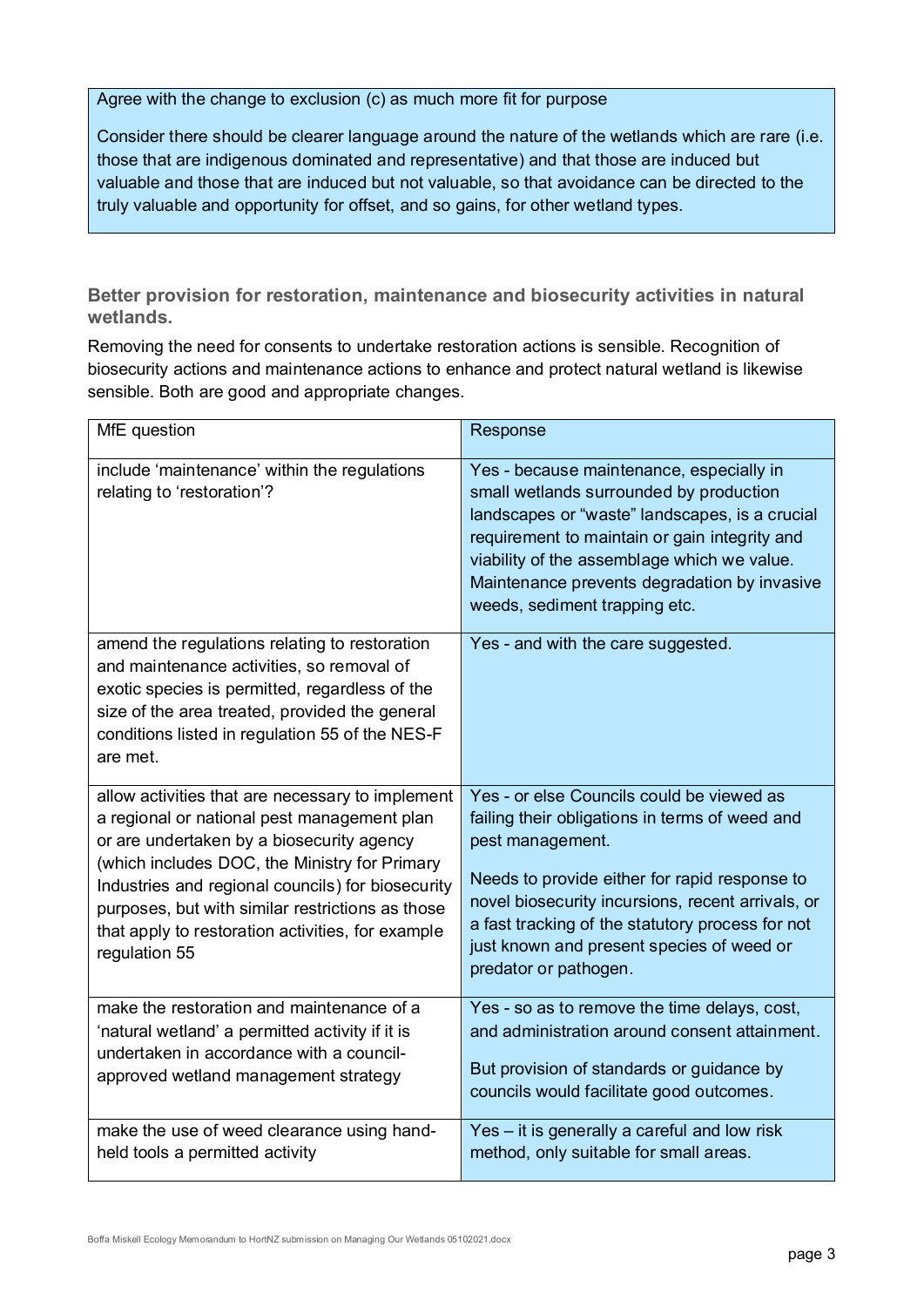Agree with the change to exclusion (c) as much more fit for purpose

Consider there should be clearer language around the nature of the wetlands which are rare (i.e. those that are indigenous dominated and representative) and that those are induced but valuable and those that are induced but not valuable, so that avoidance can be directed to the truly valuable and opportunity for offset, and so gains, for other wetland types.

### Better provision for restoration, maintenance and biosecurity activities in natural wetlands.

Removing the need for consents to undertake restoration actions is sensible. Recognition of biosecurity actions and maintenance actions to enhance and protect natural wetland is likewise sensible. Both are good and appropriate changes.

| MfE question | Response |
|---|---|
| include 'maintenance' within the regulations relating to 'restoration'? | Yes - because maintenance, especially in small wetlands surrounded by production landscapes or "waste" landscapes, is a crucial requirement to maintain or gain integrity and viability of the assemblage which we value. Maintenance prevents degradation by invasive weeds, sediment trapping etc. |
| amend the regulations relating to restoration and maintenance activities, so removal of exotic species is permitted, regardless of the size of the area treated, provided the general conditions listed in regulation 55 of the NES-F are met. | Yes - and with the care suggested. |
| allow activities that are necessary to implement a regional or national pest management plan or are undertaken by a biosecurity agency (which includes DOC, the Ministry for Primary Industries and regional councils) for biosecurity purposes, but with similar restrictions as those that apply to restoration activities, for example regulation 55 | Yes - or else Councils could be viewed as failing their obligations in terms of weed and pest management. Needs to provide either for rapid response to novel biosecurity incursions, recent arrivals, or a fast tracking of the statutory process for not just known and present species of weed or predator or pathogen. |
| make the restoration and maintenance of a 'natural wetland' a permitted activity if it is undertaken in accordance with a council-approved wetland management strategy | Yes - so as to remove the time delays, cost, and administration around consent attainment. But provision of standards or guidance by councils would facilitate good outcomes. |
| make the use of weed clearance using hand-held tools a permitted activity | Yes – it is generally a careful and low risk method, only suitable for small areas. |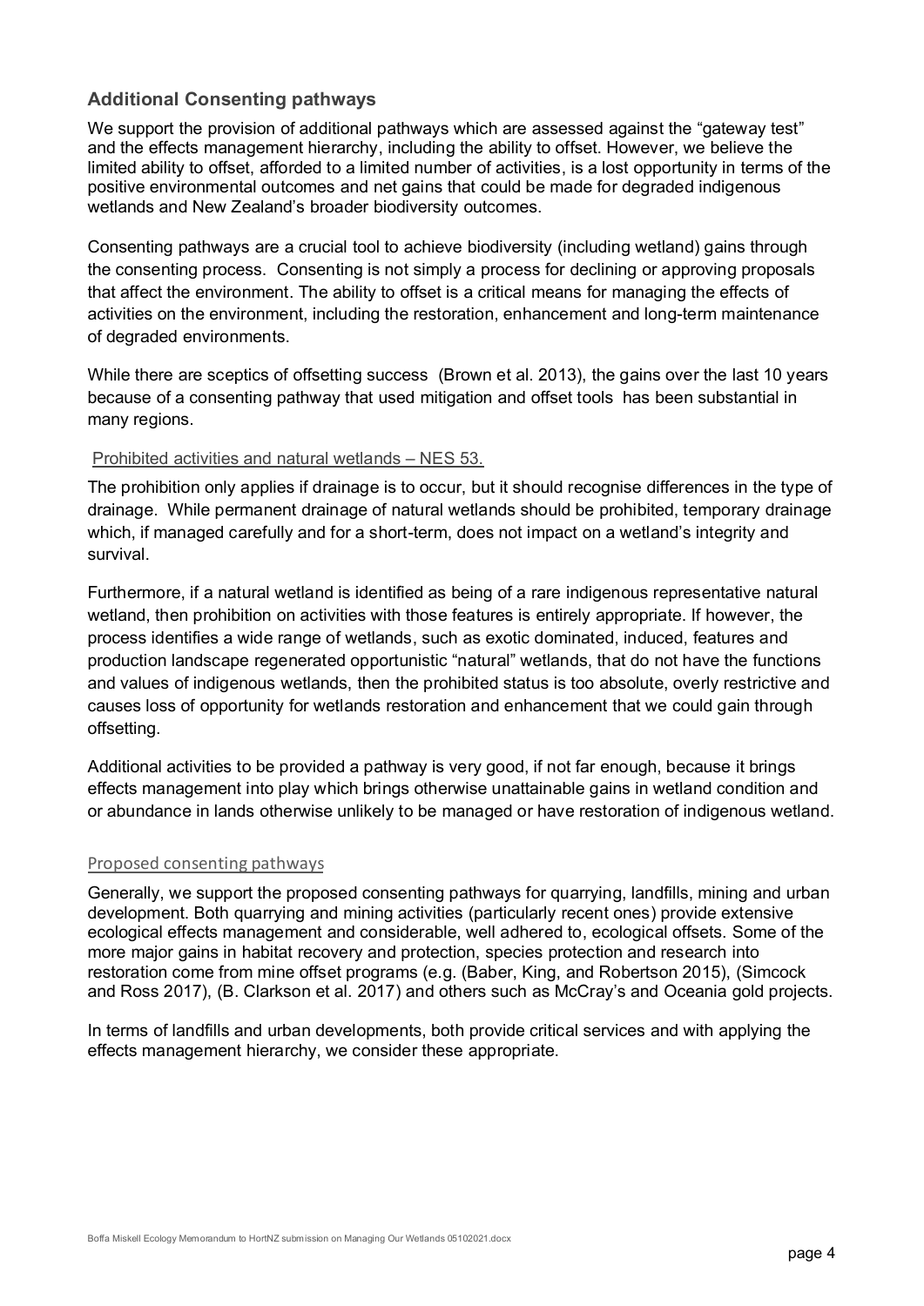## Additional Consenting pathways

We support the provision of additional pathways which are assessed against the "gateway test" and the effects management hierarchy, including the ability to offset. However, we believe the limited ability to offset, afforded to a limited number of activities, is a lost opportunity in terms of the positive environmental outcomes and net gains that could be made for degraded indigenous wetlands and New Zealand's broader biodiversity outcomes.

Consenting pathways are a crucial tool to achieve biodiversity (including wetland) gains through the consenting process. Consenting is not simply a process for declining or approving proposals that affect the environment. The ability to offset is a critical means for managing the effects of activities on the environment, including the restoration, enhancement and long-term maintenance of degraded environments.

While there are sceptics of offsetting success (Brown et al. 2013), the gains over the last 10 years because of a consenting pathway that used mitigation and offset tools has been substantial in many regions.

### Prohibited activities and natural wetlands – NES 53.

The prohibition only applies if drainage is to occur, but it should recognise differences in the type of drainage. While permanent drainage of natural wetlands should be prohibited, temporary drainage which, if managed carefully and for a short-term, does not impact on a wetland's integrity and survival.

Furthermore, if a natural wetland is identified as being of a rare indigenous representative natural wetland, then prohibition on activities with those features is entirely appropriate. If however, the process identifies a wide range of wetlands, such as exotic dominated, induced, features and production landscape regenerated opportunistic "natural" wetlands, that do not have the functions and values of indigenous wetlands, then the prohibited status is too absolute, overly restrictive and causes loss of opportunity for wetlands restoration and enhancement that we could gain through offsetting.

Additional activities to be provided a pathway is very good, if not far enough, because it brings effects management into play which brings otherwise unattainable gains in wetland condition and or abundance in lands otherwise unlikely to be managed or have restoration of indigenous wetland.

### Proposed consenting pathways

Generally, we support the proposed consenting pathways for quarrying, landfills, mining and urban development. Both quarrying and mining activities (particularly recent ones) provide extensive ecological effects management and considerable, well adhered to, ecological offsets. Some of the more major gains in habitat recovery and protection, species protection and research into restoration come from mine offset programs (e.g. (Baber, King, and Robertson 2015), (Simcock and Ross 2017), (B. Clarkson et al. 2017) and others such as McCray's and Oceania gold projects.

In terms of landfills and urban developments, both provide critical services and with applying the effects management hierarchy, we consider these appropriate.